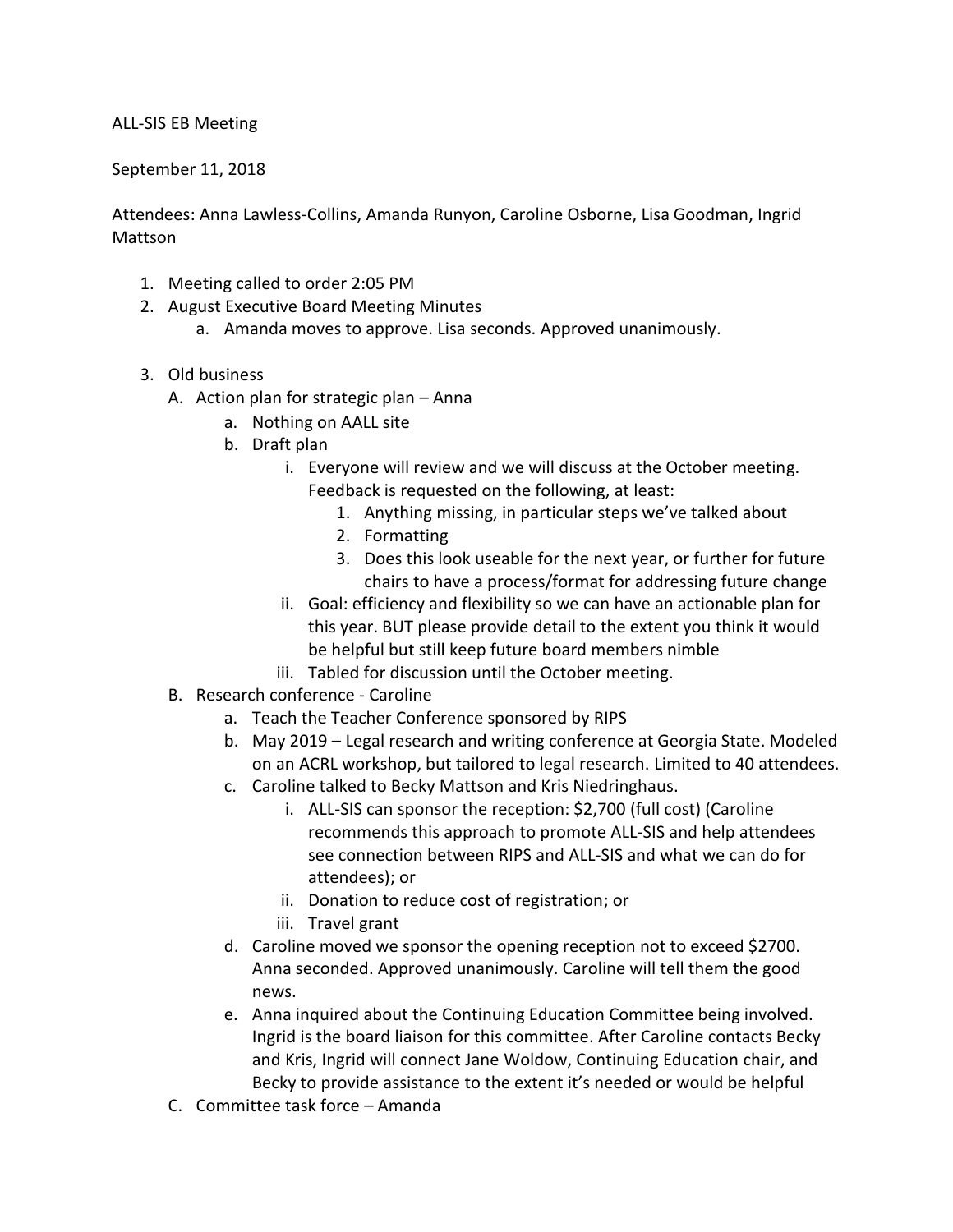ALL-SIS EB Meeting

September 11, 2018

Attendees: Anna Lawless-Collins, Amanda Runyon, Caroline Osborne, Lisa Goodman, Ingrid Mattson

1. Meeting called to order 2:05 PM
2. August Executive Board Meeting Minutes
   a. Amanda moves to approve. Lisa seconds. Approved unanimously.

3. Old business
   A. Action plan for strategic plan – Anna
      a. Nothing on AALL site
      b. Draft plan
         i. Everyone will review and we will discuss at the October meeting. Feedback is requested on the following, at least:
            1. Anything missing, in particular steps we've talked about
            2. Formatting
            3. Does this look useable for the next year, or further for future chairs to have a process/format for addressing future change
         ii. Goal: efficiency and flexibility so we can have an actionable plan for this year. BUT please provide detail to the extent you think it would be helpful but still keep future board members nimble
         iii. Tabled for discussion until the October meeting.
   B. Research conference - Caroline
      a. Teach the Teacher Conference sponsored by RIPS
      b. May 2019 – Legal research and writing conference at Georgia State. Modeled on an ACRL workshop, but tailored to legal research. Limited to 40 attendees.
      c. Caroline talked to Becky Mattson and Kris Niedringhaus.
         i. ALL-SIS can sponsor the reception: $2,700 (full cost) (Caroline recommends this approach to promote ALL-SIS and help attendees see connection between RIPS and ALL-SIS and what we can do for attendees); or
         ii. Donation to reduce cost of registration; or
         iii. Travel grant
      d. Caroline moved we sponsor the opening reception not to exceed $2700. Anna seconded. Approved unanimously. Caroline will tell them the good news.
      e. Anna inquired about the Continuing Education Committee being involved. Ingrid is the board liaison for this committee. After Caroline contacts Becky and Kris, Ingrid will connect Jane Woldow, Continuing Education chair, and Becky to provide assistance to the extent it's needed or would be helpful
   C. Committee task force – Amanda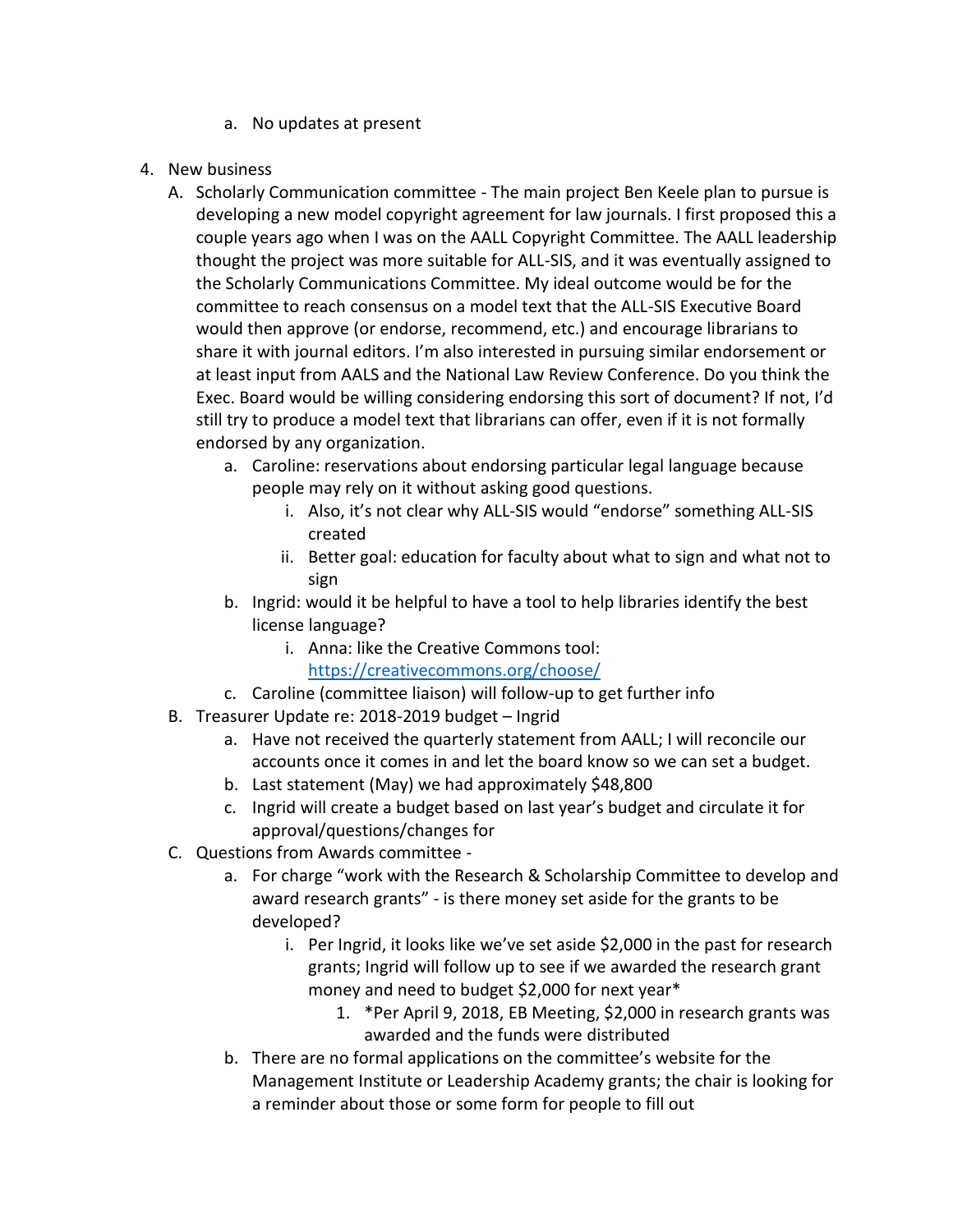a. No updates at present

4. New business
   A. Scholarly Communication committee - The main project Ben Keele plan to pursue is developing a new model copyright agreement for law journals. I first proposed this a couple years ago when I was on the AALL Copyright Committee. The AALL leadership thought the project was more suitable for ALL-SIS, and it was eventually assigned to the Scholarly Communications Committee. My ideal outcome would be for the committee to reach consensus on a model text that the ALL-SIS Executive Board would then approve (or endorse, recommend, etc.) and encourage librarians to share it with journal editors. I'm also interested in pursuing similar endorsement or at least input from AALS and the National Law Review Conference. Do you think the Exec. Board would be willing considering endorsing this sort of document? If not, I'd still try to produce a model text that librarians can offer, even if it is not formally endorsed by any organization.
      a. Caroline: reservations about endorsing particular legal language because people may rely on it without asking good questions.
         i. Also, it's not clear why ALL-SIS would "endorse" something ALL-SIS created
         ii. Better goal: education for faculty about what to sign and what not to sign
      b. Ingrid: would it be helpful to have a tool to help libraries identify the best license language?
         i. Anna: like the Creative Commons tool: [https://creativecommons.org/choose/](https://creativecommons.org/choose/)
      c. Caroline (committee liaison) will follow-up to get further info
   B. Treasurer Update re: 2018-2019 budget – Ingrid
      a. Have not received the quarterly statement from AALL; I will reconcile our accounts once it comes in and let the board know so we can set a budget.
      b. Last statement (May) we had approximately $48,800
      c. Ingrid will create a budget based on last year's budget and circulate it for approval/questions/changes for
   C. Questions from Awards committee -
      a. For charge "work with the Research & Scholarship Committee to develop and award research grants" - is there money set aside for the grants to be developed?
         i. Per Ingrid, it looks like we've set aside $2,000 in the past for research grants; Ingrid will follow up to see if we awarded the research grant money and need to budget $2,000 for next year*
            1. *Per April 9, 2018, EB Meeting, $2,000 in research grants was awarded and the funds were distributed
      b. There are no formal applications on the committee's website for the Management Institute or Leadership Academy grants; the chair is looking for a reminder about those or some form for people to fill out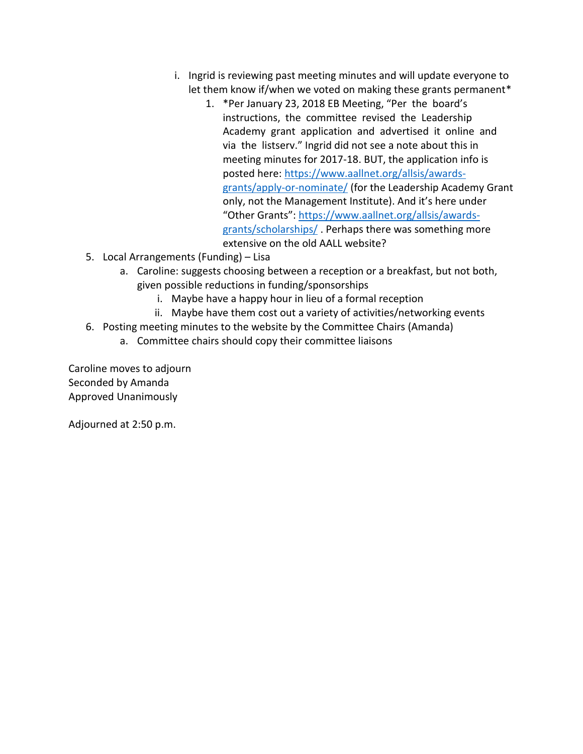i. Ingrid is reviewing past meeting minutes and will update everyone to let them know if/when we voted on making these grants permanent*
                1. *Per January 23, 2018 EB Meeting, "Per the board's instructions, the committee revised the Leadership Academy grant application and advertised it online and via the listserv." Ingrid did not see a note about this in meeting minutes for 2017-18. BUT, the application info is posted here: https://www.aallnet.org/allsis/awards-grants/apply-or-nominate/ (for the Leadership Academy Grant only, not the Management Institute). And it's here under "Other Grants": https://www.aallnet.org/allsis/awards-grants/scholarships/ . Perhaps there was something more extensive on the old AALL website?

5. Local Arrangements (Funding) – Lisa
    a. Caroline: suggests choosing between a reception or a breakfast, but not both, given possible reductions in funding/sponsorships
        i. Maybe have a happy hour in lieu of a formal reception
        ii. Maybe have them cost out a variety of activities/networking events
6. Posting meeting minutes to the website by the Committee Chairs (Amanda)
    a. Committee chairs should copy their committee liaisons

Caroline moves to adjourn
Seconded by Amanda
Approved Unanimously

Adjourned at 2:50 p.m.